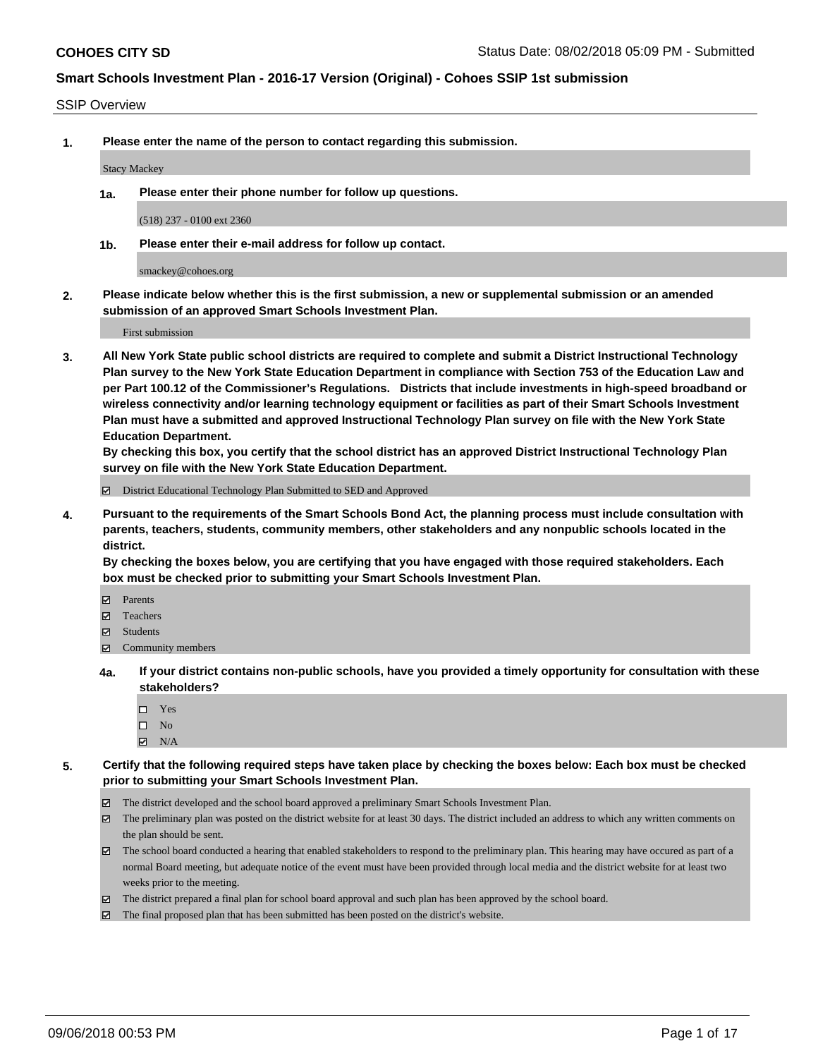**COHOES CITY SD** Status Date: 08/02/2018 05:09 PM - Submitted

**Smart Schools Investment Plan - 2016-17 Version (Original) - Cohoes SSIP 1st submission**

SSIP Overview

**1. Please enter the name of the person to contact regarding this submission.**

Stacy Mackey

**1a. Please enter their phone number for follow up questions.**

(518) 237 - 0100 ext 2360

**1b. Please enter their e-mail address for follow up contact.**

smackey@cohoes.org

**2. Please indicate below whether this is the first submission, a new or supplemental submission or an amended submission of an approved Smart Schools Investment Plan.**

First submission

**3. All New York State public school districts are required to complete and submit a District Instructional Technology Plan survey to the New York State Education Department in compliance with Section 753 of the Education Law and per Part 100.12 of the Commissioner's Regulations. Districts that include investments in high-speed broadband or wireless connectivity and/or learning technology equipment or facilities as part of their Smart Schools Investment Plan must have a submitted and approved Instructional Technology Plan survey on file with the New York State Education Department.**
**By checking this box, you certify that the school district has an approved District Instructional Technology Plan survey on file with the New York State Education Department.**

☑ District Educational Technology Plan Submitted to SED and Approved

**4. Pursuant to the requirements of the Smart Schools Bond Act, the planning process must include consultation with parents, teachers, students, community members, other stakeholders and any nonpublic schools located in the district.**
**By checking the boxes below, you are certifying that you have engaged with those required stakeholders. Each box must be checked prior to submitting your Smart Schools Investment Plan.**

☑ Parents
☑ Teachers
☑ Students
☑ Community members

**4a. If your district contains non-public schools, have you provided a timely opportunity for consultation with these stakeholders?**

☐ Yes
☐ No
☑ N/A

**5. Certify that the following required steps have taken place by checking the boxes below: Each box must be checked prior to submitting your Smart Schools Investment Plan.**

☑ The district developed and the school board approved a preliminary Smart Schools Investment Plan.
☑ The preliminary plan was posted on the district website for at least 30 days. The district included an address to which any written comments on the plan should be sent.
☑ The school board conducted a hearing that enabled stakeholders to respond to the preliminary plan. This hearing may have occured as part of a normal Board meeting, but adequate notice of the event must have been provided through local media and the district website for at least two weeks prior to the meeting.
☑ The district prepared a final plan for school board approval and such plan has been approved by the school board.
☑ The final proposed plan that has been submitted has been posted on the district's website.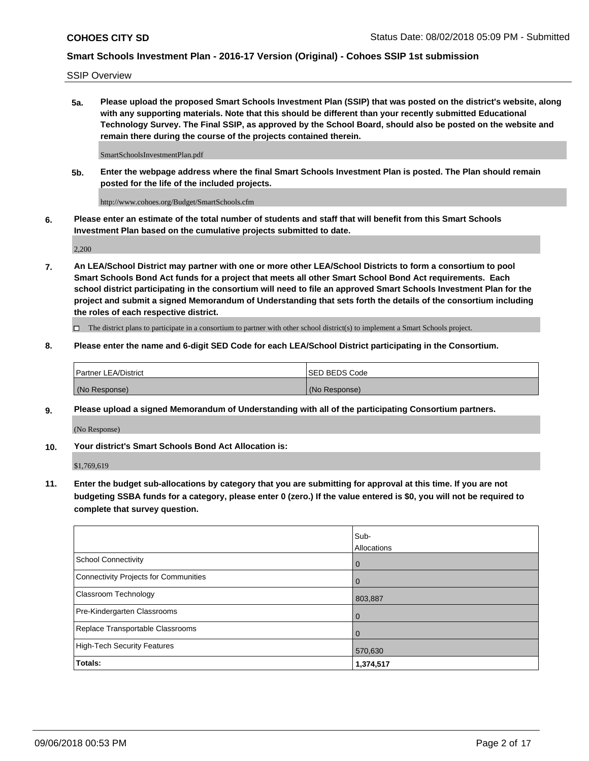SSIP Overview

**5a. Please upload the proposed Smart Schools Investment Plan (SSIP) that was posted on the district's website, along with any supporting materials. Note that this should be different than your recently submitted Educational Technology Survey. The Final SSIP, as approved by the School Board, should also be posted on the website and remain there during the course of the projects contained therein.**

SmartSchoolsInvestmentPlan.pdf

**5b. Enter the webpage address where the final Smart Schools Investment Plan is posted. The Plan should remain posted for the life of the included projects.**

http://www.cohoes.org/Budget/SmartSchools.cfm

**6. Please enter an estimate of the total number of students and staff that will benefit from this Smart Schools Investment Plan based on the cumulative projects submitted to date.**

2,200

**7. An LEA/School District may partner with one or more other LEA/School Districts to form a consortium to pool Smart Schools Bond Act funds for a project that meets all other Smart School Bond Act requirements. Each school district participating in the consortium will need to file an approved Smart Schools Investment Plan for the project and submit a signed Memorandum of Understanding that sets forth the details of the consortium including the roles of each respective district.**

☐ The district plans to participate in a consortium to partner with other school district(s) to implement a Smart Schools project.

**8. Please enter the name and 6-digit SED Code for each LEA/School District participating in the Consortium.**

| Partner LEA/District | SED BEDS Code |
| --- | --- |
| (No Response) | (No Response) |

**9. Please upload a signed Memorandum of Understanding with all of the participating Consortium partners.**

(No Response)

**10. Your district's Smart Schools Bond Act Allocation is:**

$1,769,619

**11. Enter the budget sub-allocations by category that you are submitting for approval at this time. If you are not budgeting SSBA funds for a category, please enter 0 (zero.) If the value entered is $0, you will not be required to complete that survey question.**

| | Sub-Allocations |
| --- | --- |
| School Connectivity | 0 |
| Connectivity Projects for Communities | 0 |
| Classroom Technology | 803,887 |
| Pre-Kindergarten Classrooms | 0 |
| Replace Transportable Classrooms | 0 |
| High-Tech Security Features | 570,630 |
| **Totals:** | **1,374,517** |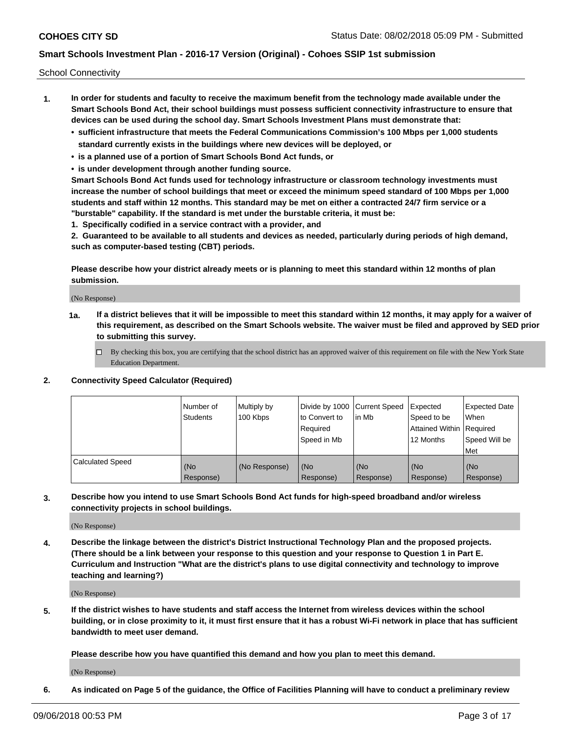School Connectivity

1. **In order for students and faculty to receive the maximum benefit from the technology made available under the Smart Schools Bond Act, their school buildings must possess sufficient connectivity infrastructure to ensure that devices can be used during the school day. Smart Schools Investment Plans must demonstrate that:**
   - **sufficient infrastructure that meets the Federal Communications Commission's 100 Mbps per 1,000 students standard currently exists in the buildings where new devices will be deployed, or**
   - **is a planned use of a portion of Smart Schools Bond Act funds, or**
   - **is under development through another funding source.**

   **Smart Schools Bond Act funds used for technology infrastructure or classroom technology investments must increase the number of school buildings that meet or exceed the minimum speed standard of 100 Mbps per 1,000 students and staff within 12 months. This standard may be met on either a contracted 24/7 firm service or a "burstable" capability. If the standard is met under the burstable criteria, it must be:**

   **1. Specifically codified in a service contract with a provider, and**

   **2. Guaranteed to be available to all students and devices as needed, particularly during periods of high demand, such as computer-based testing (CBT) periods.**

   **Please describe how your district already meets or is planning to meet this standard within 12 months of plan submission.**

   (No Response)

   **1a. If a district believes that it will be impossible to meet this standard within 12 months, it may apply for a waiver of this requirement, as described on the Smart Schools website. The waiver must be filed and approved by SED prior to submitting this survey.**

   ☐ By checking this box, you are certifying that the school district has an approved waiver of this requirement on file with the New York State Education Department.

2. **Connectivity Speed Calculator (Required)**

| | Number of Students | Multiply by 100 Kbps | Divide by 1000 to Convert to Required Speed in Mb | Current Speed in Mb | Expected Speed to be Attained Within 12 Months | Expected Date When Required Speed Will be Met |
|---|---|---|---|---|---|---|
| Calculated Speed | (No Response) | (No Response) | (No Response) | (No Response) | (No Response) | (No Response) |

3. **Describe how you intend to use Smart Schools Bond Act funds for high-speed broadband and/or wireless connectivity projects in school buildings.**

   (No Response)

4. **Describe the linkage between the district's District Instructional Technology Plan and the proposed projects. (There should be a link between your response to this question and your response to Question 1 in Part E. Curriculum and Instruction "What are the district's plans to use digital connectivity and technology to improve teaching and learning?)**

   (No Response)

5. **If the district wishes to have students and staff access the Internet from wireless devices within the school building, or in close proximity to it, it must first ensure that it has a robust Wi-Fi network in place that has sufficient bandwidth to meet user demand.**

   **Please describe how you have quantified this demand and how you plan to meet this demand.**

   (No Response)

6. **As indicated on Page 5 of the guidance, the Office of Facilities Planning will have to conduct a preliminary review**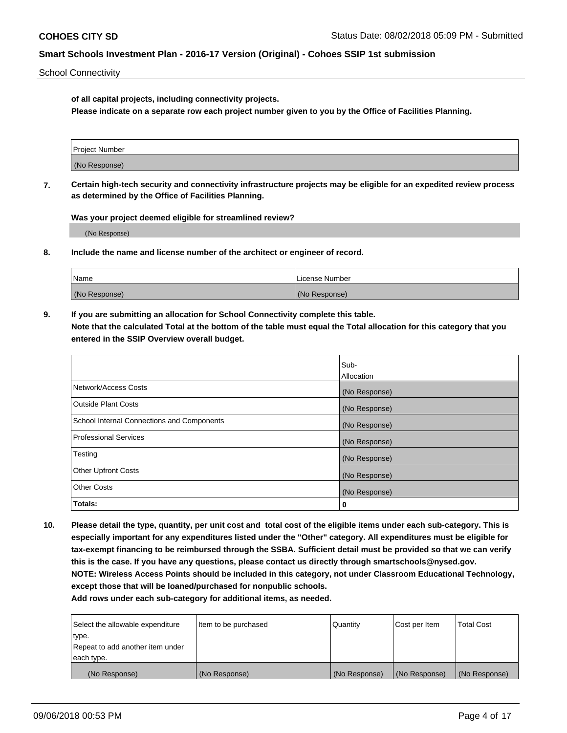**of all capital projects, including connectivity projects.**

**Please indicate on a separate row each project number given to you by the Office of Facilities Planning.**

| Project Number |
| --- |
| (No Response) |

**7. Certain high-tech security and connectivity infrastructure projects may be eligible for an expedited review process as determined by the Office of Facilities Planning.**

**Was your project deemed eligible for streamlined review?**

(No Response)

**8. Include the name and license number of the architect or engineer of record.**

| Name | License Number |
| --- | --- |
| (No Response) | (No Response) |

**9. If you are submitting an allocation for School Connectivity complete this table.**
**Note that the calculated Total at the bottom of the table must equal the Total allocation for this category that you entered in the SSIP Overview overall budget.**

| | Sub-Allocation |
| --- | --- |
| Network/Access Costs | (No Response) |
| Outside Plant Costs | (No Response) |
| School Internal Connections and Components | (No Response) |
| Professional Services | (No Response) |
| Testing | (No Response) |
| Other Upfront Costs | (No Response) |
| Other Costs | (No Response) |
| **Totals:** | **0** |

**10. Please detail the type, quantity, per unit cost and total cost of the eligible items under each sub-category. This is especially important for any expenditures listed under the "Other" category. All expenditures must be eligible for tax-exempt financing to be reimbursed through the SSBA. Sufficient detail must be provided so that we can verify this is the case. If you have any questions, please contact us directly through smartschools@nysed.gov.**
**NOTE: Wireless Access Points should be included in this category, not under Classroom Educational Technology, except those that will be loaned/purchased for nonpublic schools.**
**Add rows under each sub-category for additional items, as needed.**

| Select the allowable expenditure type. Repeat to add another item under each type. | Item to be purchased | Quantity | Cost per Item | Total Cost |
| --- | --- | --- | --- | --- |
| (No Response) | (No Response) | (No Response) | (No Response) | (No Response) |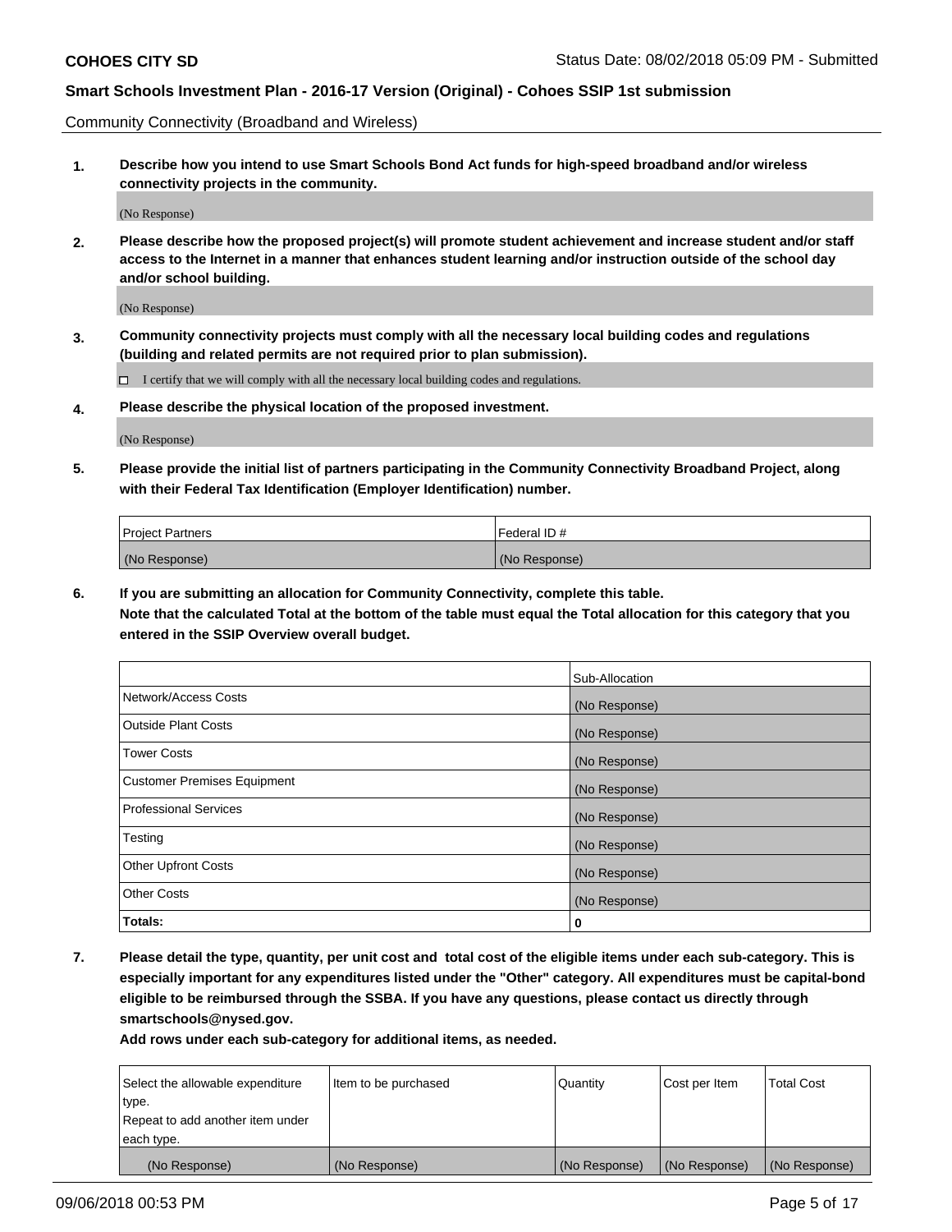Community Connectivity (Broadband and Wireless)

**1. Describe how you intend to use Smart Schools Bond Act funds for high-speed broadband and/or wireless connectivity projects in the community.**

(No Response)

**2. Please describe how the proposed project(s) will promote student achievement and increase student and/or staff access to the Internet in a manner that enhances student learning and/or instruction outside of the school day and/or school building.**

(No Response)

**3. Community connectivity projects must comply with all the necessary local building codes and regulations (building and related permits are not required prior to plan submission).**

☐ I certify that we will comply with all the necessary local building codes and regulations.

**4. Please describe the physical location of the proposed investment.**

(No Response)

**5. Please provide the initial list of partners participating in the Community Connectivity Broadband Project, along with their Federal Tax Identification (Employer Identification) number.**

| Project Partners | Federal ID # |
|---|---|
| (No Response) | (No Response) |

**6. If you are submitting an allocation for Community Connectivity, complete this table.**
**Note that the calculated Total at the bottom of the table must equal the Total allocation for this category that you entered in the SSIP Overview overall budget.**

| | Sub-Allocation |
|---|---|
| Network/Access Costs | (No Response) |
| Outside Plant Costs | (No Response) |
| Tower Costs | (No Response) |
| Customer Premises Equipment | (No Response) |
| Professional Services | (No Response) |
| Testing | (No Response) |
| Other Upfront Costs | (No Response) |
| Other Costs | (No Response) |
| **Totals:** | **0** |

**7. Please detail the type, quantity, per unit cost and total cost of the eligible items under each sub-category. This is especially important for any expenditures listed under the "Other" category. All expenditures must be capital-bond eligible to be reimbursed through the SSBA. If you have any questions, please contact us directly through smartschools@nysed.gov.**

**Add rows under each sub-category for additional items, as needed.**

| Select the allowable expenditure type. Repeat to add another item under each type. | Item to be purchased | Quantity | Cost per Item | Total Cost |
|---|---|---|---|---|
| (No Response) | (No Response) | (No Response) | (No Response) | (No Response) |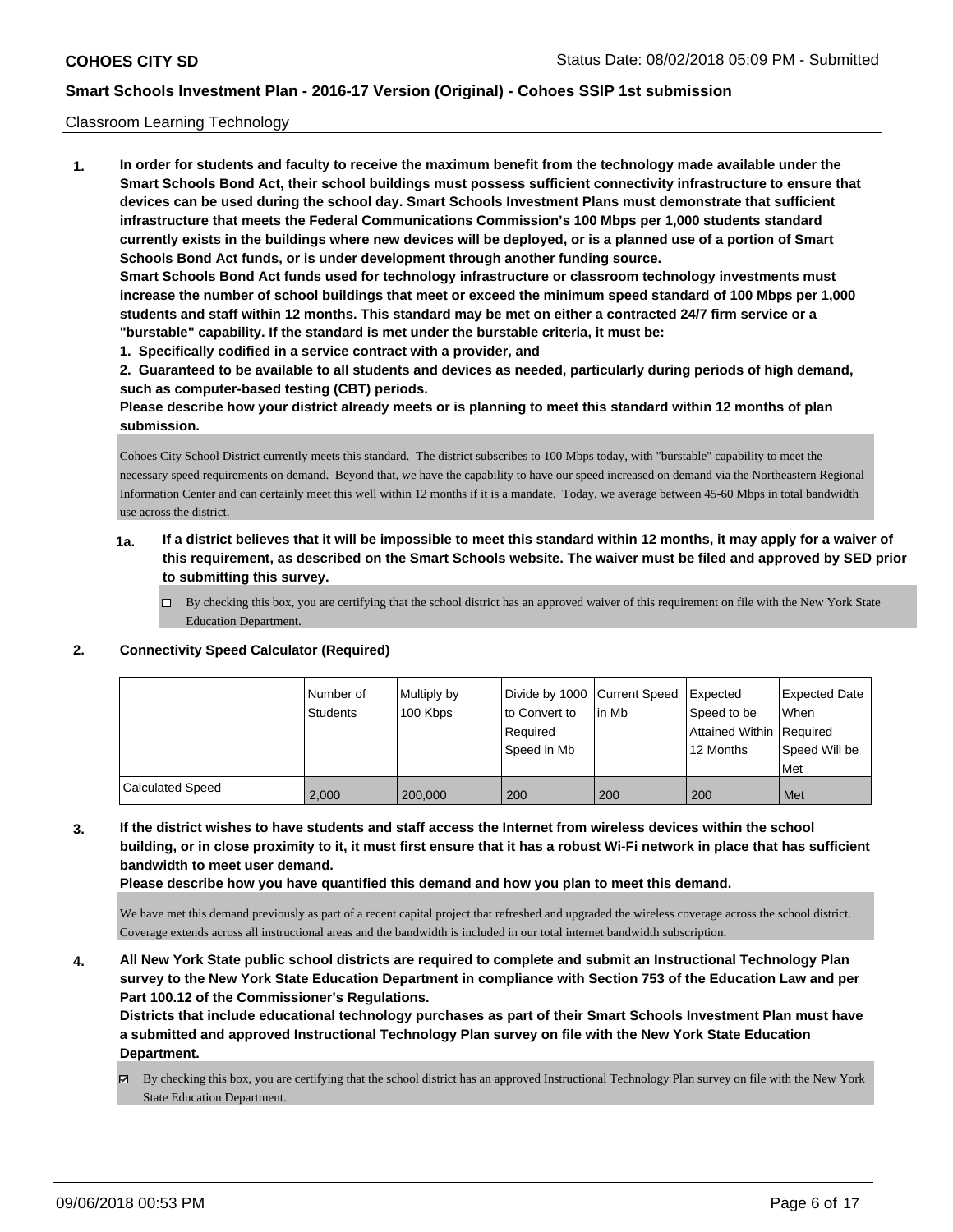Classroom Learning Technology

**1. In order for students and faculty to receive the maximum benefit from the technology made available under the Smart Schools Bond Act, their school buildings must possess sufficient connectivity infrastructure to ensure that devices can be used during the school day. Smart Schools Investment Plans must demonstrate that sufficient infrastructure that meets the Federal Communications Commission's 100 Mbps per 1,000 students standard currently exists in the buildings where new devices will be deployed, or is a planned use of a portion of Smart Schools Bond Act funds, or is under development through another funding source.**

**Smart Schools Bond Act funds used for technology infrastructure or classroom technology investments must increase the number of school buildings that meet or exceed the minimum speed standard of 100 Mbps per 1,000 students and staff within 12 months. This standard may be met on either a contracted 24/7 firm service or a "burstable" capability. If the standard is met under the burstable criteria, it must be:**

**1. Specifically codified in a service contract with a provider, and**

**2. Guaranteed to be available to all students and devices as needed, particularly during periods of high demand, such as computer-based testing (CBT) periods.**

**Please describe how your district already meets or is planning to meet this standard within 12 months of plan submission.**

Cohoes City School District currently meets this standard. The district subscribes to 100 Mbps today, with "burstable" capability to meet the necessary speed requirements on demand. Beyond that, we have the capability to have our speed increased on demand via the Northeastern Regional Information Center and can certainly meet this well within 12 months if it is a mandate. Today, we average between 45-60 Mbps in total bandwidth use across the district.

**1a. If a district believes that it will be impossible to meet this standard within 12 months, it may apply for a waiver of this requirement, as described on the Smart Schools website. The waiver must be filed and approved by SED prior to submitting this survey.**

☐ By checking this box, you are certifying that the school district has an approved waiver of this requirement on file with the New York State Education Department.

**2. Connectivity Speed Calculator (Required)**

| | Number of Students | Multiply by 100 Kbps | Divide by 1000 to Convert to Required Speed in Mb | Current Speed in Mb | Expected Speed to be Attained Within 12 Months | Expected Date When Required Speed Will be Met |
|---|---|---|---|---|---|---|
| Calculated Speed | 2,000 | 200,000 | 200 | 200 | 200 | Met |

**3. If the district wishes to have students and staff access the Internet from wireless devices within the school building, or in close proximity to it, it must first ensure that it has a robust Wi-Fi network in place that has sufficient bandwidth to meet user demand.**

**Please describe how you have quantified this demand and how you plan to meet this demand.**

We have met this demand previously as part of a recent capital project that refreshed and upgraded the wireless coverage across the school district. Coverage extends across all instructional areas and the bandwidth is included in our total internet bandwidth subscription.

**4. All New York State public school districts are required to complete and submit an Instructional Technology Plan survey to the New York State Education Department in compliance with Section 753 of the Education Law and per Part 100.12 of the Commissioner's Regulations.**

**Districts that include educational technology purchases as part of their Smart Schools Investment Plan must have a submitted and approved Instructional Technology Plan survey on file with the New York State Education Department.**

☑ By checking this box, you are certifying that the school district has an approved Instructional Technology Plan survey on file with the New York State Education Department.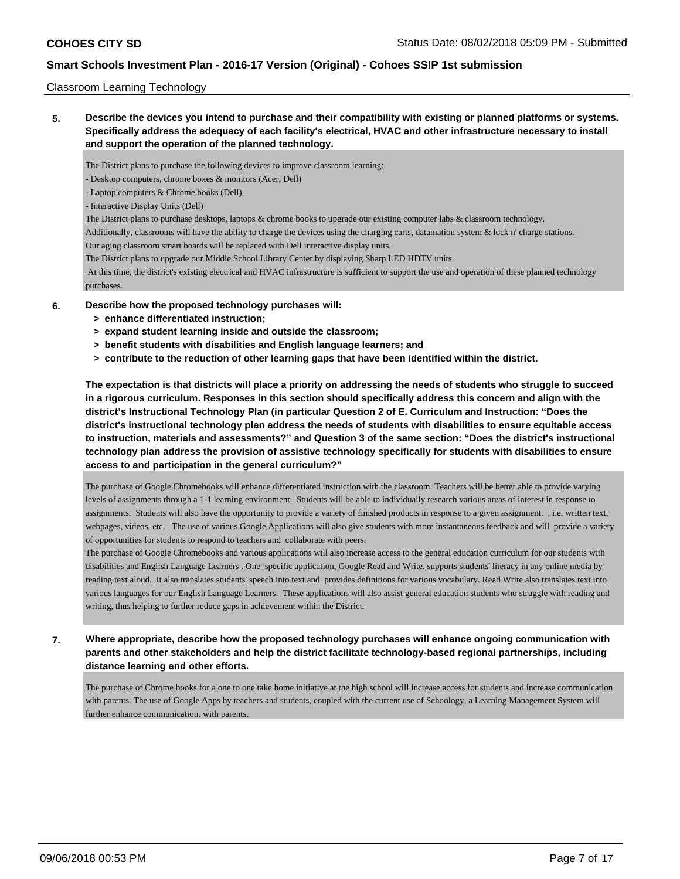Classroom Learning Technology

**5. Describe the devices you intend to purchase and their compatibility with existing or planned platforms or systems. Specifically address the adequacy of each facility's electrical, HVAC and other infrastructure necessary to install and support the operation of the planned technology.**

The District plans to purchase the following devices to improve classroom learning:
- Desktop computers, chrome boxes & monitors (Acer, Dell)
- Laptop computers & Chrome books (Dell)
- Interactive Display Units (Dell)

The District plans to purchase desktops, laptops & chrome books to upgrade our existing computer labs & classroom technology.
Additionally, classrooms will have the ability to charge the devices using the charging carts, datamation system & lock n' charge stations.
Our aging classroom smart boards will be replaced with Dell interactive display units.
The District plans to upgrade our Middle School Library Center by displaying Sharp LED HDTV units.
At this time, the district's existing electrical and HVAC infrastructure is sufficient to support the use and operation of these planned technology purchases.

**6. Describe how the proposed technology purchases will:**
- **> enhance differentiated instruction;**
- **> expand student learning inside and outside the classroom;**
- **> benefit students with disabilities and English language learners; and**
- **> contribute to the reduction of other learning gaps that have been identified within the district.**

**The expectation is that districts will place a priority on addressing the needs of students who struggle to succeed in a rigorous curriculum. Responses in this section should specifically address this concern and align with the district's Instructional Technology Plan (in particular Question 2 of E. Curriculum and Instruction: "Does the district's instructional technology plan address the needs of students with disabilities to ensure equitable access to instruction, materials and assessments?" and Question 3 of the same section: "Does the district's instructional technology plan address the provision of assistive technology specifically for students with disabilities to ensure access to and participation in the general curriculum?"**

The purchase of Google Chromebooks will enhance differentiated instruction with the classroom. Teachers will be better able to provide varying levels of assignments through a 1-1 learning environment. Students will be able to individually research various areas of interest in response to assignments. Students will also have the opportunity to provide a variety of finished products in response to a given assignment. , i.e. written text, webpages, videos, etc. The use of various Google Applications will also give students with more instantaneous feedback and will provide a variety of opportunities for students to respond to teachers and collaborate with peers.
The purchase of Google Chromebooks and various applications will also increase access to the general education curriculum for our students with disabilities and English Language Learners . One specific application, Google Read and Write, supports students' literacy in any online media by reading text aloud. It also translates students' speech into text and provides definitions for various vocabulary. Read Write also translates text into various languages for our English Language Learners. These applications will also assist general education students who struggle with reading and writing, thus helping to further reduce gaps in achievement within the District.

**7. Where appropriate, describe how the proposed technology purchases will enhance ongoing communication with parents and other stakeholders and help the district facilitate technology-based regional partnerships, including distance learning and other efforts.**

The purchase of Chrome books for a one to one take home initiative at the high school will increase access for students and increase communication with parents. The use of Google Apps by teachers and students, coupled with the current use of Schoology, a Learning Management System will further enhance communication. with parents.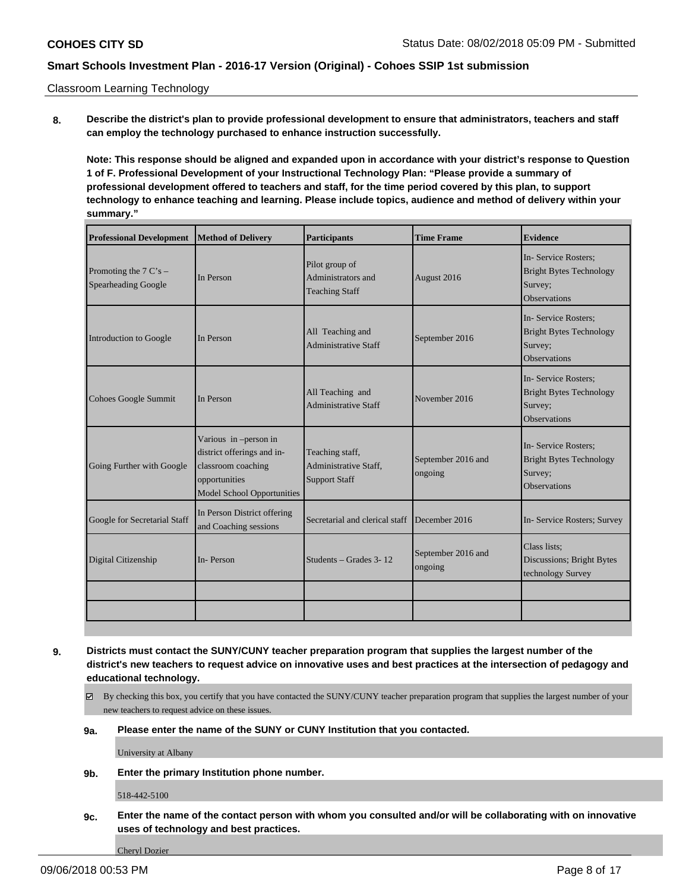Classroom Learning Technology

**8. Describe the district's plan to provide professional development to ensure that administrators, teachers and staff can employ the technology purchased to enhance instruction successfully.**

**Note: This response should be aligned and expanded upon in accordance with your district's response to Question 1 of F. Professional Development of your Instructional Technology Plan: "Please provide a summary of professional development offered to teachers and staff, for the time period covered by this plan, to support technology to enhance teaching and learning. Please include topics, audience and method of delivery within your summary."**

| Professional Development | Method of Delivery | Participants | Time Frame | Evidence |
|---|---|---|---|---|
| Promoting the 7 C's – Spearheading Google | In Person | Pilot group of Administrators and Teaching Staff | August 2016 | In- Service Rosters; Bright Bytes Technology Survey; Observations |
| Introduction to Google | In Person | All Teaching and Administrative Staff | September 2016 | In- Service Rosters; Bright Bytes Technology Survey; Observations |
| Cohoes Google Summit | In Person | All Teaching and Administrative Staff | November 2016 | In- Service Rosters; Bright Bytes Technology Survey; Observations |
| Going Further with Google | Various in –person in district offerings and in-classroom coaching opportunities Model School Opportunities | Teaching staff, Administrative Staff, Support Staff | September 2016 and ongoing | In- Service Rosters; Bright Bytes Technology Survey; Observations |
| Google for Secretarial Staff | In Person District offering and Coaching sessions | Secretarial and clerical staff | December 2016 | In- Service Rosters; Survey |
| Digital Citizenship | In- Person | Students – Grades 3- 12 | September 2016 and ongoing | Class lists; Discussions; Bright Bytes technology Survey |
| | | | | |
| | | | | |

**9. Districts must contact the SUNY/CUNY teacher preparation program that supplies the largest number of the district's new teachers to request advice on innovative uses and best practices at the intersection of pedagogy and educational technology.**

☑ By checking this box, you certify that you have contacted the SUNY/CUNY teacher preparation program that supplies the largest number of your new teachers to request advice on these issues.

**9a. Please enter the name of the SUNY or CUNY Institution that you contacted.**

University at Albany

**9b. Enter the primary Institution phone number.**

518-442-5100

**9c. Enter the name of the contact person with whom you consulted and/or will be collaborating with on innovative uses of technology and best practices.**

Cheryl Dozier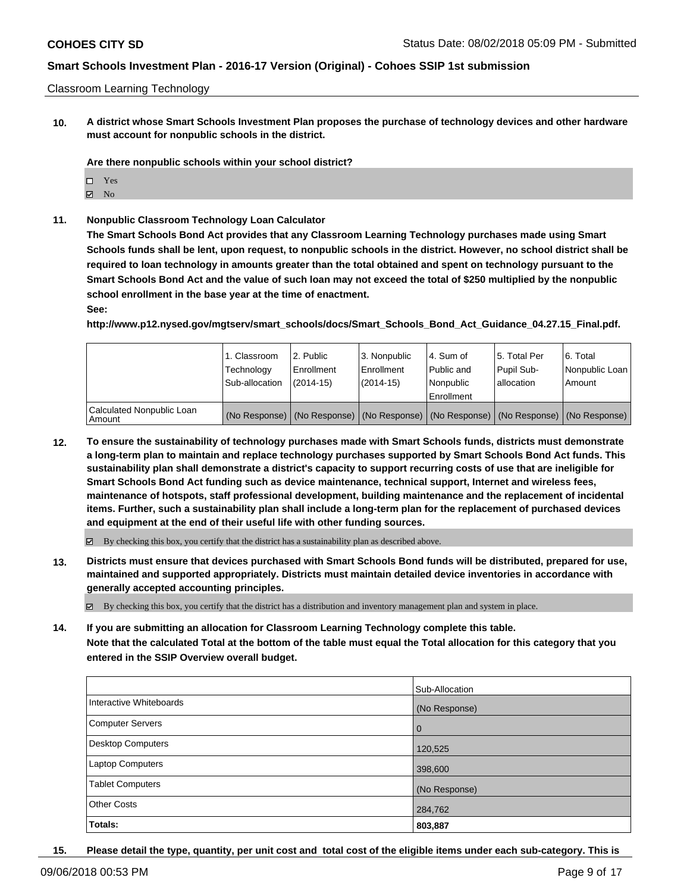Classroom Learning Technology

**10. A district whose Smart Schools Investment Plan proposes the purchase of technology devices and other hardware must account for nonpublic schools in the district.**

**Are there nonpublic schools within your school district?**

☐ Yes
☑ No

**11. Nonpublic Classroom Technology Loan Calculator**

**The Smart Schools Bond Act provides that any Classroom Learning Technology purchases made using Smart Schools funds shall be lent, upon request, to nonpublic schools in the district. However, no school district shall be required to loan technology in amounts greater than the total obtained and spent on technology pursuant to the Smart Schools Bond Act and the value of such loan may not exceed the total of $250 multiplied by the nonpublic school enrollment in the base year at the time of enactment.**

**See:**

**http://www.p12.nysed.gov/mgtserv/smart_schools/docs/Smart_Schools_Bond_Act_Guidance_04.27.15_Final.pdf.**

| | 1. Classroom Technology Sub-allocation | 2. Public Enrollment (2014-15) | 3. Nonpublic Enrollment (2014-15) | 4. Sum of Public and Nonpublic Enrollment | 5. Total Per Pupil Sub-allocation | 6. Total Nonpublic Loan Amount |
|---|---|---|---|---|---|---|
| Calculated Nonpublic Loan Amount | (No Response) | (No Response) | (No Response) | (No Response) | (No Response) | (No Response) |

**12. To ensure the sustainability of technology purchases made with Smart Schools funds, districts must demonstrate a long-term plan to maintain and replace technology purchases supported by Smart Schools Bond Act funds. This sustainability plan shall demonstrate a district's capacity to support recurring costs of use that are ineligible for Smart Schools Bond Act funding such as device maintenance, technical support, Internet and wireless fees, maintenance of hotspots, staff professional development, building maintenance and the replacement of incidental items. Further, such a sustainability plan shall include a long-term plan for the replacement of purchased devices and equipment at the end of their useful life with other funding sources.**

☑ By checking this box, you certify that the district has a sustainability plan as described above.

**13. Districts must ensure that devices purchased with Smart Schools Bond funds will be distributed, prepared for use, maintained and supported appropriately. Districts must maintain detailed device inventories in accordance with generally accepted accounting principles.**

☑ By checking this box, you certify that the district has a distribution and inventory management plan and system in place.

**14. If you are submitting an allocation for Classroom Learning Technology complete this table.**
**Note that the calculated Total at the bottom of the table must equal the Total allocation for this category that you entered in the SSIP Overview overall budget.**

| | Sub-Allocation |
|---|---|
| Interactive Whiteboards | (No Response) |
| Computer Servers | 0 |
| Desktop Computers | 120,525 |
| Laptop Computers | 398,600 |
| Tablet Computers | (No Response) |
| Other Costs | 284,762 |
| **Totals:** | **803,887** |

**15. Please detail the type, quantity, per unit cost and total cost of the eligible items under each sub-category. This is**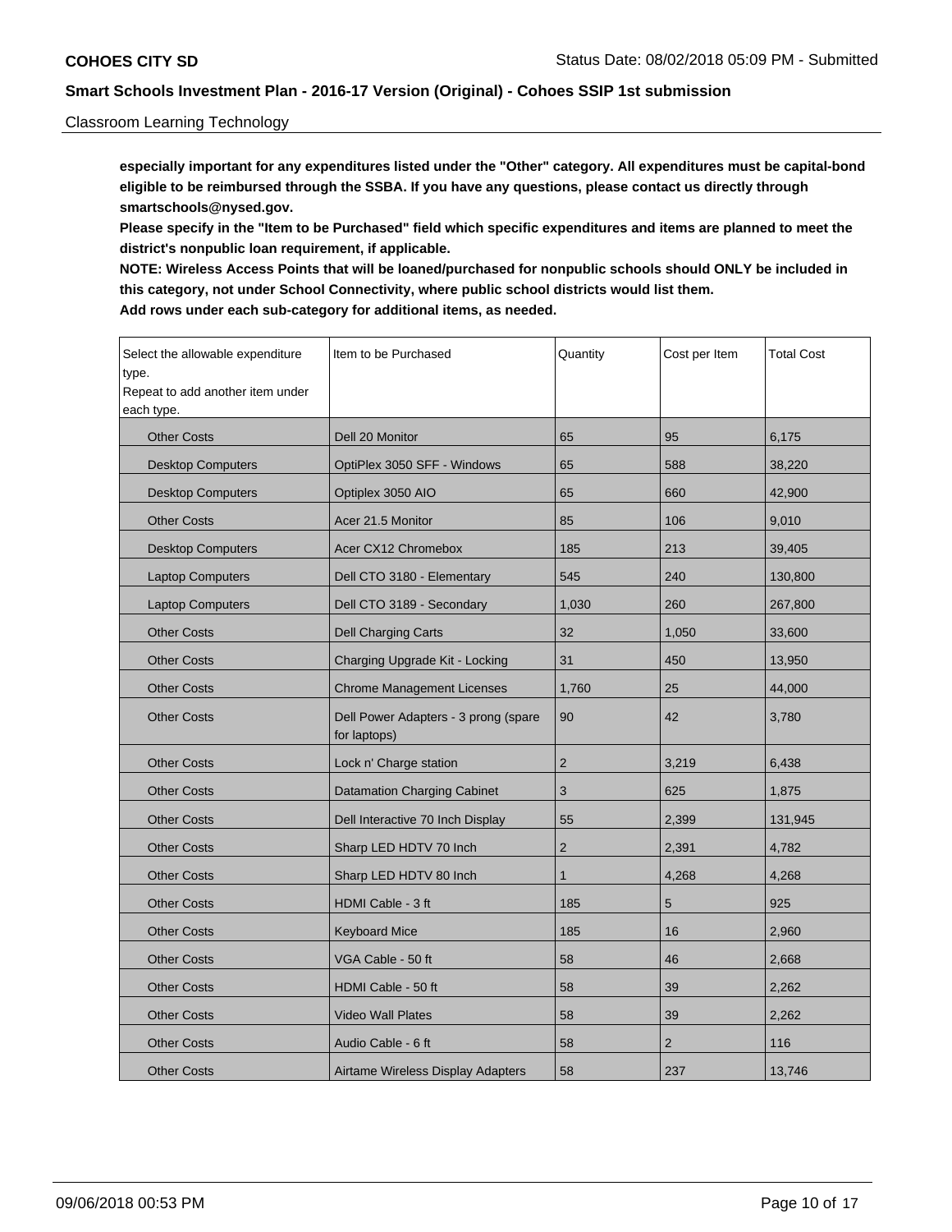Classroom Learning Technology

**especially important for any expenditures listed under the "Other" category. All expenditures must be capital-bond eligible to be reimbursed through the SSBA. If you have any questions, please contact us directly through smartschools@nysed.gov.**

**Please specify in the "Item to be Purchased" field which specific expenditures and items are planned to meet the district's nonpublic loan requirement, if applicable.**

**NOTE: Wireless Access Points that will be loaned/purchased for nonpublic schools should ONLY be included in this category, not under School Connectivity, where public school districts would list them.**

**Add rows under each sub-category for additional items, as needed.**

| Select the allowable expenditure type. Repeat to add another item under each type. | Item to be Purchased | Quantity | Cost per Item | Total Cost |
|---|---|---|---|---|
| Other Costs | Dell 20 Monitor | 65 | 95 | 6,175 |
| Desktop Computers | OptiPlex 3050 SFF - Windows | 65 | 588 | 38,220 |
| Desktop Computers | Optiplex 3050 AIO | 65 | 660 | 42,900 |
| Other Costs | Acer 21.5 Monitor | 85 | 106 | 9,010 |
| Desktop Computers | Acer CX12 Chromebox | 185 | 213 | 39,405 |
| Laptop Computers | Dell CTO 3180 - Elementary | 545 | 240 | 130,800 |
| Laptop Computers | Dell CTO 3189 - Secondary | 1,030 | 260 | 267,800 |
| Other Costs | Dell Charging Carts | 32 | 1,050 | 33,600 |
| Other Costs | Charging Upgrade Kit - Locking | 31 | 450 | 13,950 |
| Other Costs | Chrome Management Licenses | 1,760 | 25 | 44,000 |
| Other Costs | Dell Power Adapters - 3 prong (spare for laptops) | 90 | 42 | 3,780 |
| Other Costs | Lock n' Charge station | 2 | 3,219 | 6,438 |
| Other Costs | Datamation Charging Cabinet | 3 | 625 | 1,875 |
| Other Costs | Dell Interactive 70 Inch Display | 55 | 2,399 | 131,945 |
| Other Costs | Sharp LED HDTV 70 Inch | 2 | 2,391 | 4,782 |
| Other Costs | Sharp LED HDTV 80 Inch | 1 | 4,268 | 4,268 |
| Other Costs | HDMI Cable - 3 ft | 185 | 5 | 925 |
| Other Costs | Keyboard Mice | 185 | 16 | 2,960 |
| Other Costs | VGA Cable - 50 ft | 58 | 46 | 2,668 |
| Other Costs | HDMI Cable - 50 ft | 58 | 39 | 2,262 |
| Other Costs | Video Wall Plates | 58 | 39 | 2,262 |
| Other Costs | Audio Cable - 6 ft | 58 | 2 | 116 |
| Other Costs | Airtame Wireless Display Adapters | 58 | 237 | 13,746 |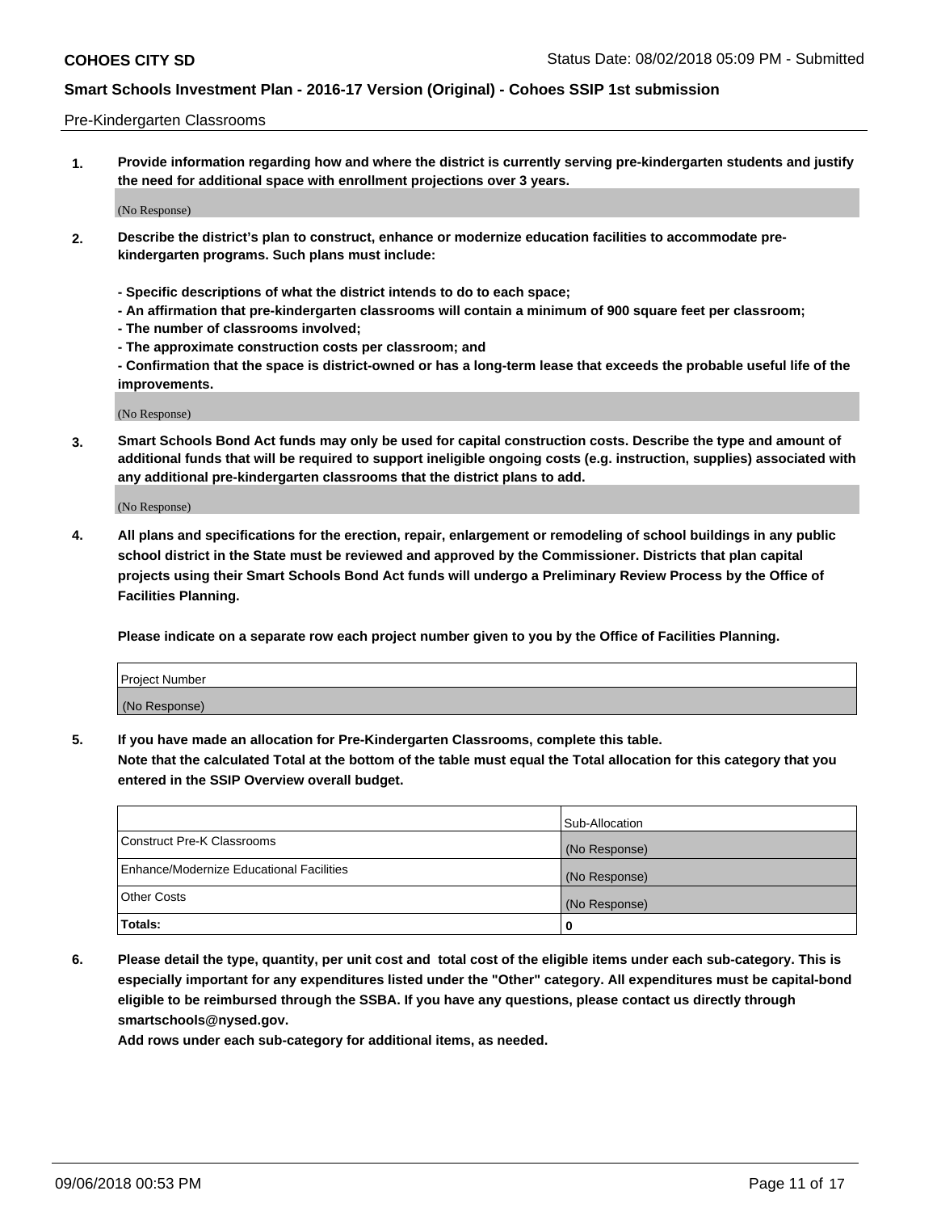Pre-Kindergarten Classrooms

1. **Provide information regarding how and where the district is currently serving pre-kindergarten students and justify the need for additional space with enrollment projections over 3 years.**

   (No Response)

2. **Describe the district's plan to construct, enhance or modernize education facilities to accommodate pre-kindergarten programs. Such plans must include:**

   **- Specific descriptions of what the district intends to do to each space;**
   **- An affirmation that pre-kindergarten classrooms will contain a minimum of 900 square feet per classroom;**
   **- The number of classrooms involved;**
   **- The approximate construction costs per classroom; and**
   **- Confirmation that the space is district-owned or has a long-term lease that exceeds the probable useful life of the improvements.**

   (No Response)

3. **Smart Schools Bond Act funds may only be used for capital construction costs. Describe the type and amount of additional funds that will be required to support ineligible ongoing costs (e.g. instruction, supplies) associated with any additional pre-kindergarten classrooms that the district plans to add.**

   (No Response)

4. **All plans and specifications for the erection, repair, enlargement or remodeling of school buildings in any public school district in the State must be reviewed and approved by the Commissioner. Districts that plan capital projects using their Smart Schools Bond Act funds will undergo a Preliminary Review Process by the Office of Facilities Planning.**

   **Please indicate on a separate row each project number given to you by the Office of Facilities Planning.**

| Project Number |
|---|
| (No Response) |

5. **If you have made an allocation for Pre-Kindergarten Classrooms, complete this table.**
   **Note that the calculated Total at the bottom of the table must equal the Total allocation for this category that you entered in the SSIP Overview overall budget.**

| | Sub-Allocation |
|---|---|
| Construct Pre-K Classrooms | (No Response) |
| Enhance/Modernize Educational Facilities | (No Response) |
| Other Costs | (No Response) |
| **Totals:** | **0** |

6. **Please detail the type, quantity, per unit cost and total cost of the eligible items under each sub-category. This is especially important for any expenditures listed under the "Other" category. All expenditures must be capital-bond eligible to be reimbursed through the SSBA. If you have any questions, please contact us directly through smartschools@nysed.gov.**
   **Add rows under each sub-category for additional items, as needed.**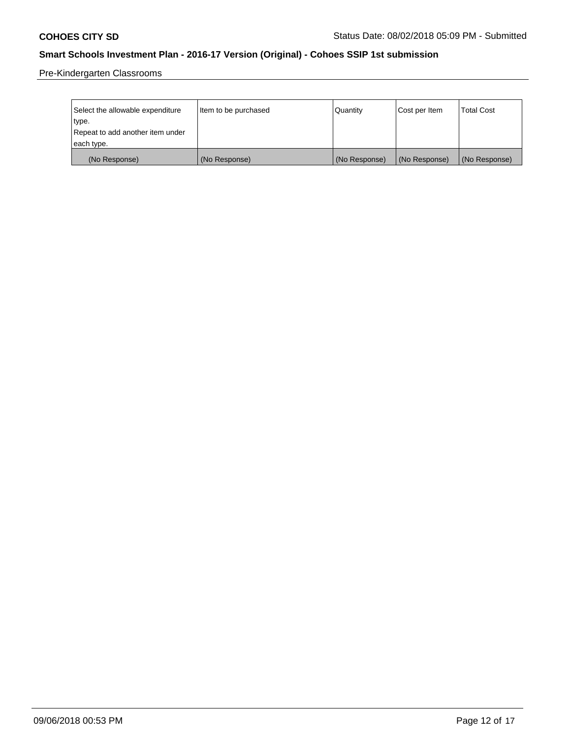Pre-Kindergarten Classrooms

| Select the allowable expenditure type. Repeat to add another item under each type. | Item to be purchased | Quantity | Cost per Item | Total Cost |
|---|---|---|---|---|
| (No Response) | (No Response) | (No Response) | (No Response) | (No Response) |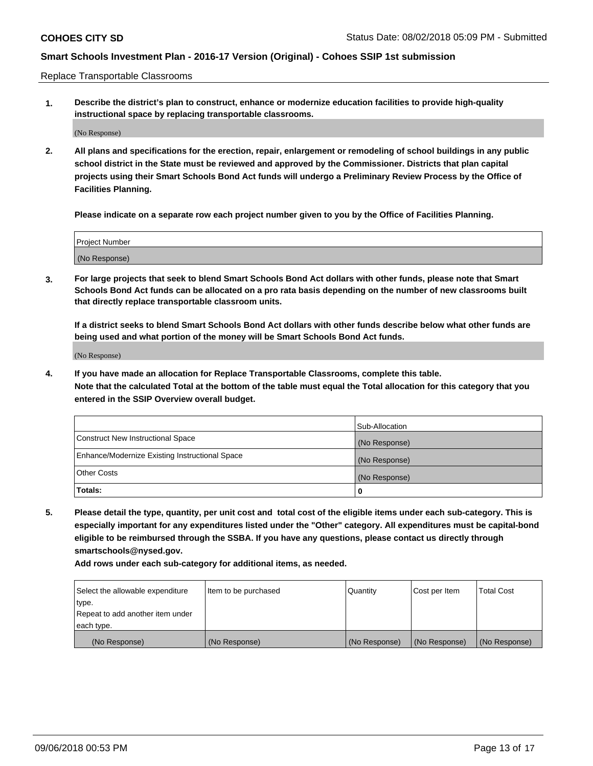Replace Transportable Classrooms

1. **Describe the district's plan to construct, enhance or modernize education facilities to provide high-quality instructional space by replacing transportable classrooms.**

(No Response)

2. **All plans and specifications for the erection, repair, enlargement or remodeling of school buildings in any public school district in the State must be reviewed and approved by the Commissioner. Districts that plan capital projects using their Smart Schools Bond Act funds will undergo a Preliminary Review Process by the Office of Facilities Planning.**

   **Please indicate on a separate row each project number given to you by the Office of Facilities Planning.**

| Project Number |
|---|
| (No Response) |

3. **For large projects that seek to blend Smart Schools Bond Act dollars with other funds, please note that Smart Schools Bond Act funds can be allocated on a pro rata basis depending on the number of new classrooms built that directly replace transportable classroom units.**

   **If a district seeks to blend Smart Schools Bond Act dollars with other funds describe below what other funds are being used and what portion of the money will be Smart Schools Bond Act funds.**

(No Response)

4. **If you have made an allocation for Replace Transportable Classrooms, complete this table. Note that the calculated Total at the bottom of the table must equal the Total allocation for this category that you entered in the SSIP Overview overall budget.**

| | Sub-Allocation |
|---|---|
| Construct New Instructional Space | (No Response) |
| Enhance/Modernize Existing Instructional Space | (No Response) |
| Other Costs | (No Response) |
| **Totals:** | **0** |

5. **Please detail the type, quantity, per unit cost and total cost of the eligible items under each sub-category. This is especially important for any expenditures listed under the "Other" category. All expenditures must be capital-bond eligible to be reimbursed through the SSBA. If you have any questions, please contact us directly through smartschools@nysed.gov.**

   **Add rows under each sub-category for additional items, as needed.**

| Select the allowable expenditure type. Repeat to add another item under each type. | Item to be purchased | Quantity | Cost per Item | Total Cost |
|---|---|---|---|---|
| (No Response) | (No Response) | (No Response) | (No Response) | (No Response) |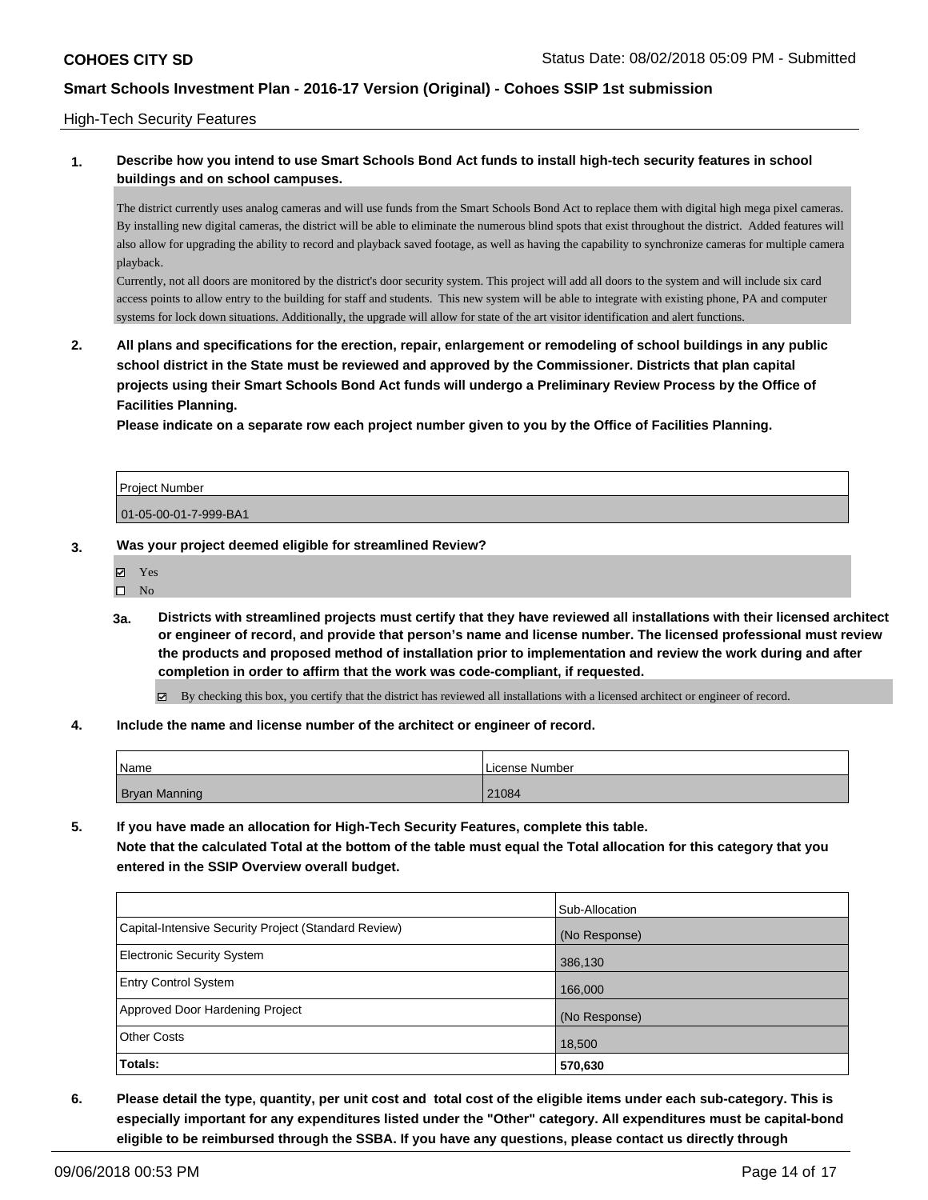High-Tech Security Features

**1. Describe how you intend to use Smart Schools Bond Act funds to install high-tech security features in school buildings and on school campuses.**

The district currently uses analog cameras and will use funds from the Smart Schools Bond Act to replace them with digital high mega pixel cameras. By installing new digital cameras, the district will be able to eliminate the numerous blind spots that exist throughout the district. Added features will also allow for upgrading the ability to record and playback saved footage, as well as having the capability to synchronize cameras for multiple camera playback.

Currently, not all doors are monitored by the district's door security system. This project will add all doors to the system and will include six card access points to allow entry to the building for staff and students. This new system will be able to integrate with existing phone, PA and computer systems for lock down situations. Additionally, the upgrade will allow for state of the art visitor identification and alert functions.

**2. All plans and specifications for the erection, repair, enlargement or remodeling of school buildings in any public school district in the State must be reviewed and approved by the Commissioner. Districts that plan capital projects using their Smart Schools Bond Act funds will undergo a Preliminary Review Process by the Office of Facilities Planning.**

**Please indicate on a separate row each project number given to you by the Office of Facilities Planning.**

| Project Number |
| --- |
| 01-05-00-01-7-999-BA1 |

**3. Was your project deemed eligible for streamlined Review?**

- ☑ Yes
- ☐ No

**3a. Districts with streamlined projects must certify that they have reviewed all installations with their licensed architect or engineer of record, and provide that person's name and license number. The licensed professional must review the products and proposed method of installation prior to implementation and review the work during and after completion in order to affirm that the work was code-compliant, if requested.**

- ☑ By checking this box, you certify that the district has reviewed all installations with a licensed architect or engineer of record.

**4. Include the name and license number of the architect or engineer of record.**

| Name | License Number |
| --- | --- |
| Bryan Manning | 21084 |

**5. If you have made an allocation for High-Tech Security Features, complete this table.**
**Note that the calculated Total at the bottom of the table must equal the Total allocation for this category that you entered in the SSIP Overview overall budget.**

| | Sub-Allocation |
| --- | --- |
| Capital-Intensive Security Project (Standard Review) | (No Response) |
| Electronic Security System | 386,130 |
| Entry Control System | 166,000 |
| Approved Door Hardening Project | (No Response) |
| Other Costs | 18,500 |
| **Totals:** | **570,630** |

**6. Please detail the type, quantity, per unit cost and total cost of the eligible items under each sub-category. This is especially important for any expenditures listed under the "Other" category. All expenditures must be capital-bond eligible to be reimbursed through the SSBA. If you have any questions, please contact us directly through**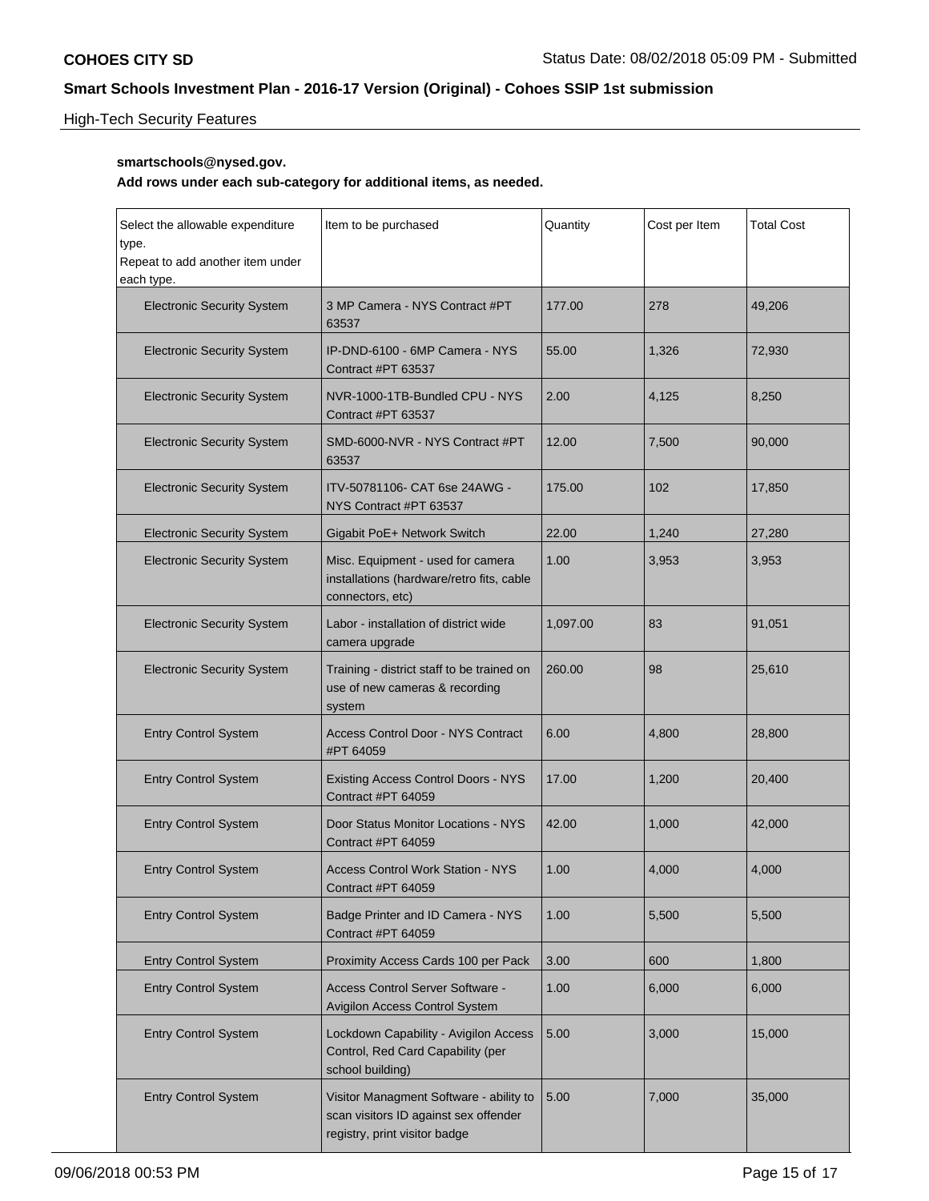## High-Tech Security Features

**smartschools@nysed.gov.**

**Add rows under each sub-category for additional items, as needed.**

| Select the allowable expenditure type. Repeat to add another item under each type. | Item to be purchased | Quantity | Cost per Item | Total Cost |
|---|---|---|---|---|
| Electronic Security System | 3 MP Camera - NYS Contract #PT 63537 | 177.00 | 278 | 49,206 |
| Electronic Security System | IP-DND-6100 - 6MP Camera - NYS Contract #PT 63537 | 55.00 | 1,326 | 72,930 |
| Electronic Security System | NVR-1000-1TB-Bundled CPU - NYS Contract #PT 63537 | 2.00 | 4,125 | 8,250 |
| Electronic Security System | SMD-6000-NVR - NYS Contract #PT 63537 | 12.00 | 7,500 | 90,000 |
| Electronic Security System | ITV-50781106- CAT 6se 24AWG - NYS Contract #PT 63537 | 175.00 | 102 | 17,850 |
| Electronic Security System | Gigabit PoE+ Network Switch | 22.00 | 1,240 | 27,280 |
| Electronic Security System | Misc. Equipment - used for camera installations (hardware/retro fits, cable connectors, etc) | 1.00 | 3,953 | 3,953 |
| Electronic Security System | Labor - installation of district wide camera upgrade | 1,097.00 | 83 | 91,051 |
| Electronic Security System | Training - district staff to be trained on use of new cameras & recording system | 260.00 | 98 | 25,610 |
| Entry Control System | Access Control Door - NYS Contract #PT 64059 | 6.00 | 4,800 | 28,800 |
| Entry Control System | Existing Access Control Doors - NYS Contract #PT 64059 | 17.00 | 1,200 | 20,400 |
| Entry Control System | Door Status Monitor Locations - NYS Contract #PT 64059 | 42.00 | 1,000 | 42,000 |
| Entry Control System | Access Control Work Station - NYS Contract #PT 64059 | 1.00 | 4,000 | 4,000 |
| Entry Control System | Badge Printer and ID Camera - NYS Contract #PT 64059 | 1.00 | 5,500 | 5,500 |
| Entry Control System | Proximity Access Cards 100 per Pack | 3.00 | 600 | 1,800 |
| Entry Control System | Access Control Server Software - Avigilon Access Control System | 1.00 | 6,000 | 6,000 |
| Entry Control System | Lockdown Capability - Avigilon Access Control, Red Card Capability (per school building) | 5.00 | 3,000 | 15,000 |
| Entry Control System | Visitor Managment Software - ability to scan visitors ID against sex offender registry, print visitor badge | 5.00 | 7,000 | 35,000 |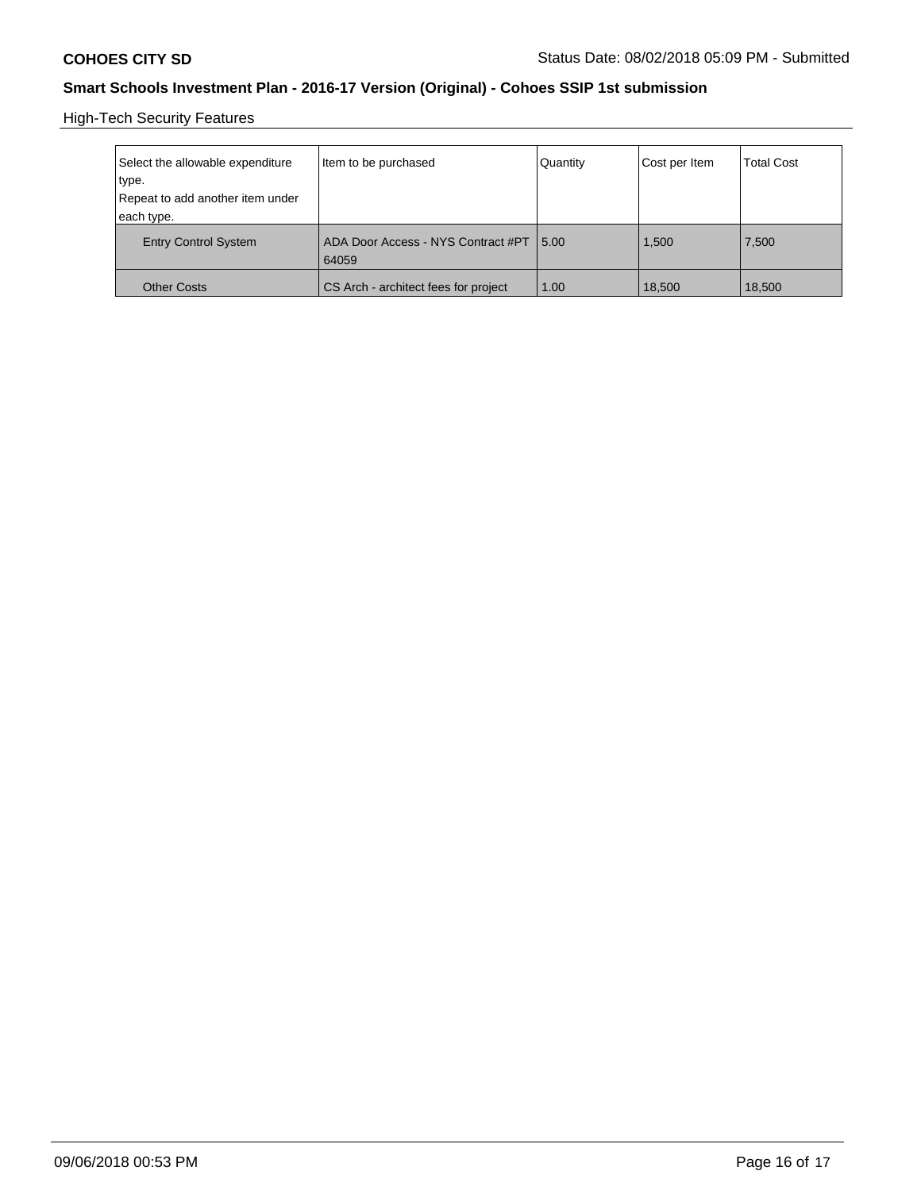High-Tech Security Features

| Select the allowable expenditure type. Repeat to add another item under each type. | Item to be purchased | Quantity | Cost per Item | Total Cost |
|---|---|---|---|---|
| Entry Control System | ADA Door Access - NYS Contract #PT 64059 | 5.00 | 1,500 | 7,500 |
| Other Costs | CS Arch - architect fees for project | 1.00 | 18,500 | 18,500 |